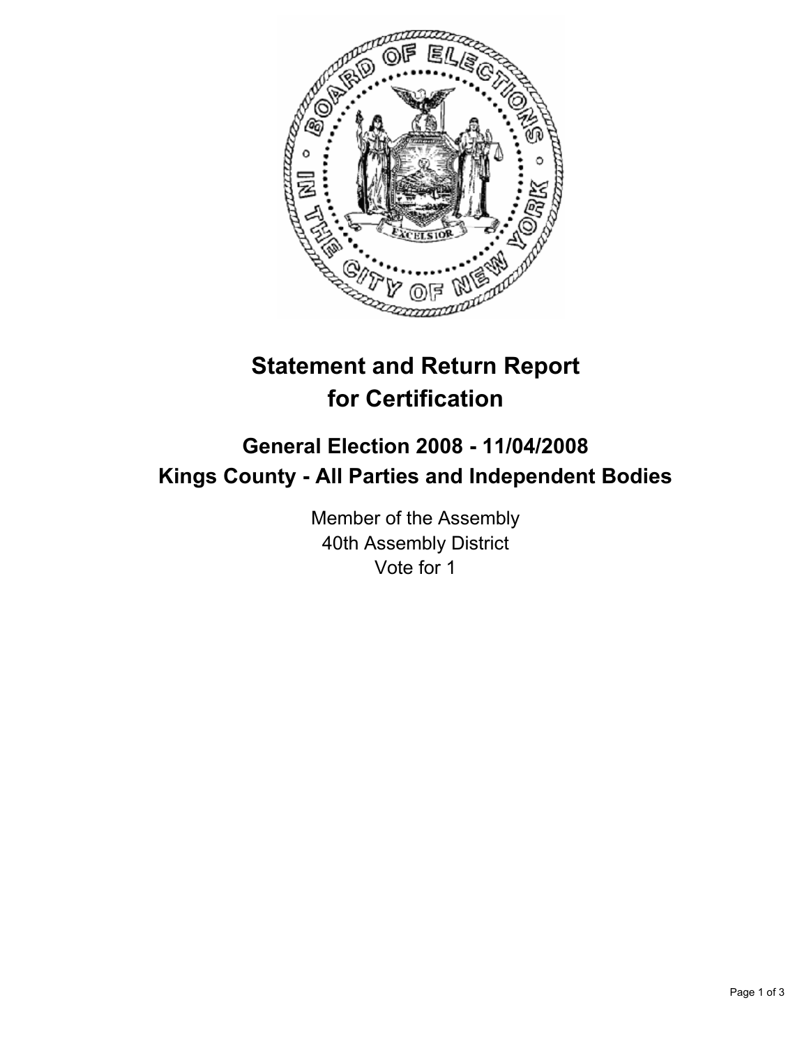# Statement and Return Report for Certification

## General Election 2008 - 11/04/2008
## Kings County - All Parties and Independent Bodies

Member of the Assembly
40th Assembly District
Vote for 1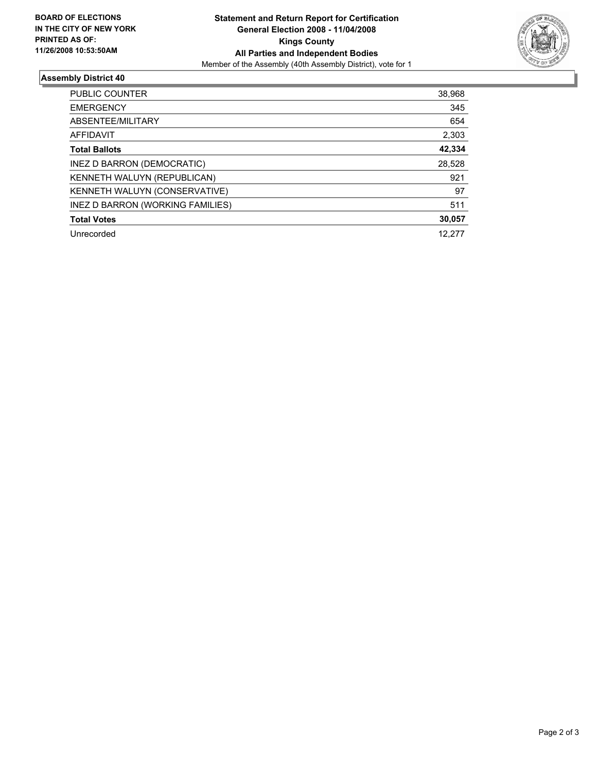**BOARD OF ELECTIONS IN THE CITY OF NEW YORK PRINTED AS OF: 11/26/2008 10:53:50AM**

**Statement and Return Report for Certification**
**General Election 2008 - 11/04/2008**
**Kings County**
**All Parties and Independent Bodies**
Member of the Assembly (40th Assembly District), vote for 1

### Assembly District 40

| | |
|---|---|
| PUBLIC COUNTER | 38,968 |
| EMERGENCY | 345 |
| ABSENTEE/MILITARY | 654 |
| AFFIDAVIT | 2,303 |
| **Total Ballots** | **42,334** |
| INEZ D BARRON (DEMOCRATIC) | 28,528 |
| KENNETH WALUYN (REPUBLICAN) | 921 |
| KENNETH WALUYN (CONSERVATIVE) | 97 |
| INEZ D BARRON (WORKING FAMILIES) | 511 |
| **Total Votes** | **30,057** |
| Unrecorded | 12,277 |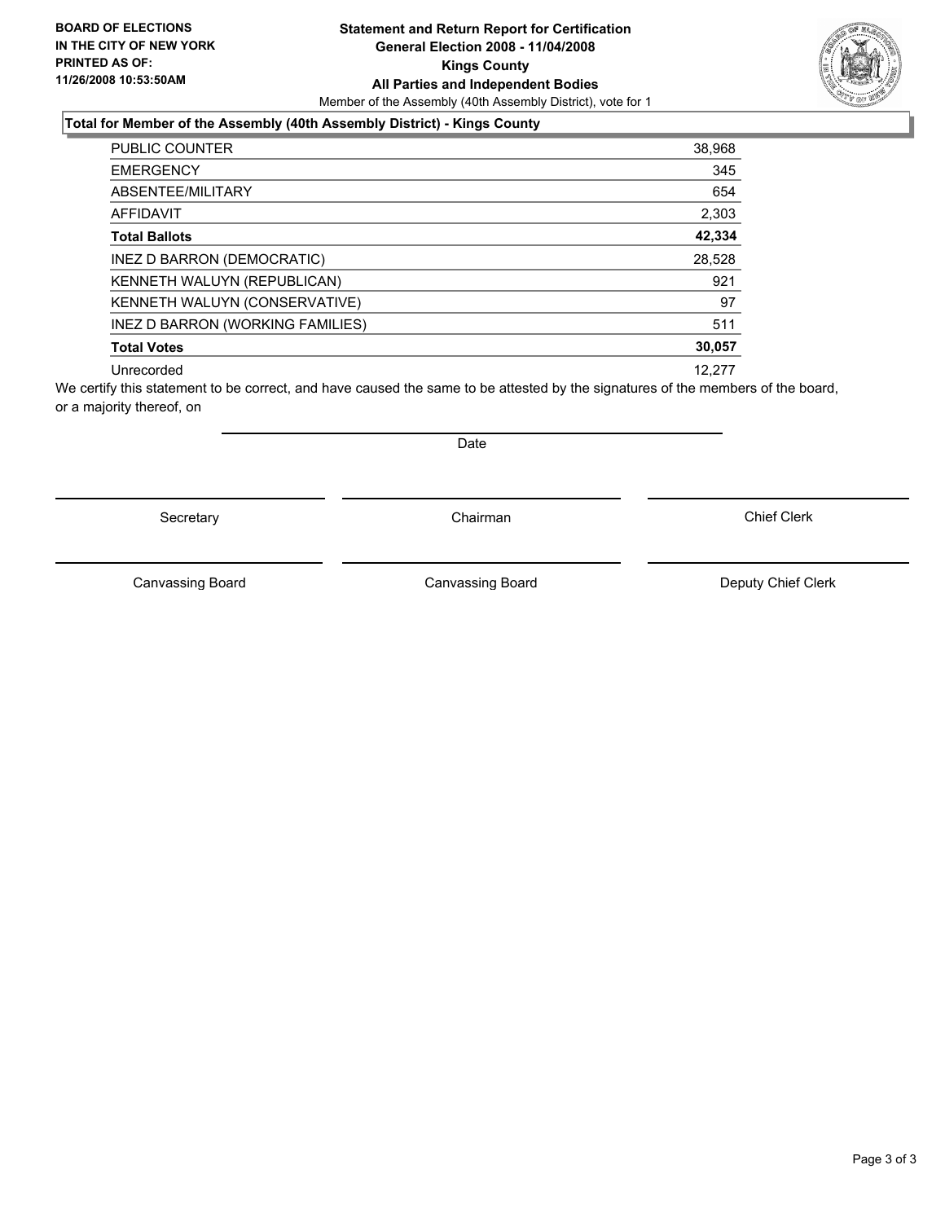**BOARD OF ELECTIONS IN THE CITY OF NEW YORK PRINTED AS OF: 11/26/2008 10:53:50AM**

**Statement and Return Report for Certification**
**General Election 2008 - 11/04/2008**
**Kings County**
**All Parties and Independent Bodies**
Member of the Assembly (40th Assembly District), vote for 1

### Total for Member of the Assembly (40th Assembly District) - Kings County

| | |
|---|---|
| PUBLIC COUNTER | 38,968 |
| EMERGENCY | 345 |
| ABSENTEE/MILITARY | 654 |
| AFFIDAVIT | 2,303 |
| **Total Ballots** | **42,334** |
| INEZ D BARRON (DEMOCRATIC) | 28,528 |
| KENNETH WALUYN (REPUBLICAN) | 921 |
| KENNETH WALUYN (CONSERVATIVE) | 97 |
| INEZ D BARRON (WORKING FAMILIES) | 511 |
| **Total Votes** | **30,057** |
| Unrecorded | 12,277 |

We certify this statement to be correct, and have caused the same to be attested by the signatures of the members of the board, or a majority thereof, on

Date

Secretary | Chairman | Chief Clerk

Canvassing Board | Canvassing Board | Deputy Chief Clerk